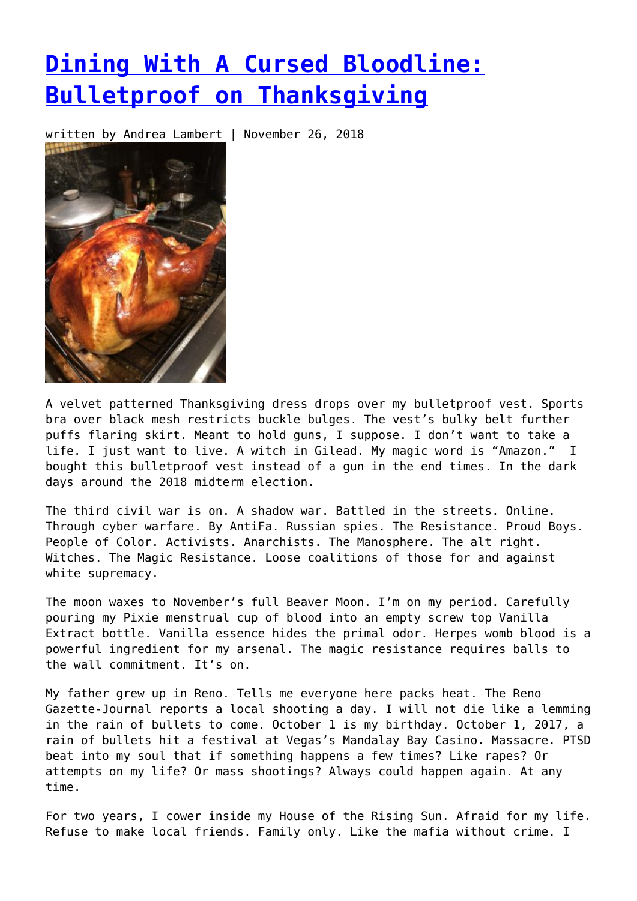# [Dining With A Cursed Bloodline: Bulletproof on Thanksgiving]

written by Andrea Lambert | November 26, 2018

A velvet patterned Thanksgiving dress drops over my bulletproof vest. Sports bra over black mesh restricts buckle bulges. The vest's bulky belt further puffs flaring skirt. Meant to hold guns, I suppose. I don't want to take a life. I just want to live. A witch in Gilead. My magic word is "Amazon." I bought this bulletproof vest instead of a gun in the end times. In the dark days around the 2018 midterm election.

The third civil war is on. A shadow war. Battled in the streets. Online. Through cyber warfare. By AntiFa. Russian spies. The Resistance. Proud Boys. People of Color. Activists. Anarchists. The Manosphere. The alt right. Witches. The Magic Resistance. Loose coalitions of those for and against white supremacy.

The moon waxes to November's full Beaver Moon. I'm on my period. Carefully pouring my Pixie menstrual cup of blood into an empty screw top Vanilla Extract bottle. Vanilla essence hides the primal odor. Herpes womb blood is a powerful ingredient for my arsenal. The magic resistance requires balls to the wall commitment. It's on.

My father grew up in Reno. Tells me everyone here packs heat. The Reno Gazette-Journal reports a local shooting a day. I will not die like a lemming in the rain of bullets to come. October 1 is my birthday. October 1, 2017, a rain of bullets hit a festival at Vegas's Mandalay Bay Casino. Massacre. PTSD beat into my soul that if something happens a few times? Like rapes? Or attempts on my life? Or mass shootings? Always could happen again. At any time.

For two years, I cower inside my House of the Rising Sun. Afraid for my life. Refuse to make local friends. Family only. Like the mafia without crime. I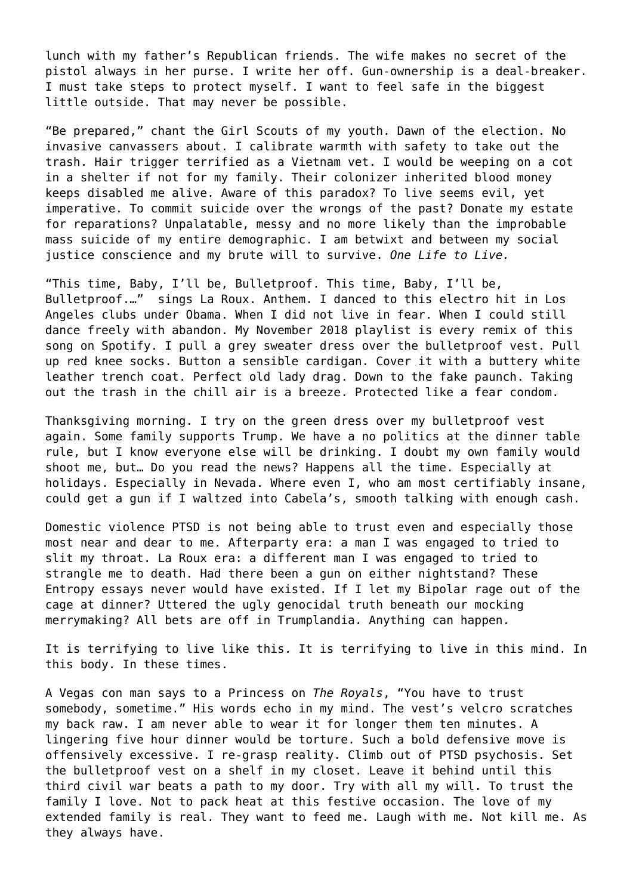lunch with my father's Republican friends. The wife makes no secret of the pistol always in her purse. I write her off. Gun-ownership is a deal-breaker. I must take steps to protect myself. I want to feel safe in the biggest little outside. That may never be possible.

"Be prepared," chant the Girl Scouts of my youth. Dawn of the election. No invasive canvassers about. I calibrate warmth with safety to take out the trash. Hair trigger terrified as a Vietnam vet. I would be weeping on a cot in a shelter if not for my family. Their colonizer inherited blood money keeps disabled me alive. Aware of this paradox? To live seems evil, yet imperative. To commit suicide over the wrongs of the past? Donate my estate for reparations? Unpalatable, messy and no more likely than the improbable mass suicide of my entire demographic. I am betwixt and between my social justice conscience and my brute will to survive. *One Life to Live.*

"This time, Baby, I'll be, Bulletproof. This time, Baby, I'll be, Bulletproof.…" sings La Roux. Anthem. I danced to this electro hit in Los Angeles clubs under Obama. When I did not live in fear. When I could still dance freely with abandon. My November 2018 playlist is every remix of this song on Spotify. I pull a grey sweater dress over the bulletproof vest. Pull up red knee socks. Button a sensible cardigan. Cover it with a buttery white leather trench coat. Perfect old lady drag. Down to the fake paunch. Taking out the trash in the chill air is a breeze. Protected like a fear condom.

Thanksgiving morning. I try on the green dress over my bulletproof vest again. Some family supports Trump. We have a no politics at the dinner table rule, but I know everyone else will be drinking. I doubt my own family would shoot me, but… Do you read the news? Happens all the time. Especially at holidays. Especially in Nevada. Where even I, who am most certifiably insane, could get a gun if I waltzed into Cabela's, smooth talking with enough cash.

Domestic violence PTSD is not being able to trust even and especially those most near and dear to me. Afterparty era: a man I was engaged to tried to slit my throat. La Roux era: a different man I was engaged to tried to strangle me to death. Had there been a gun on either nightstand? These Entropy essays never would have existed. If I let my Bipolar rage out of the cage at dinner? Uttered the ugly genocidal truth beneath our mocking merrymaking? All bets are off in Trumplandia. Anything can happen.

It is terrifying to live like this. It is terrifying to live in this mind. In this body. In these times.

A Vegas con man says to a Princess on *The Royals*, "You have to trust somebody, sometime." His words echo in my mind. The vest's velcro scratches my back raw. I am never able to wear it for longer them ten minutes. A lingering five hour dinner would be torture. Such a bold defensive move is offensively excessive. I re-grasp reality. Climb out of PTSD psychosis. Set the bulletproof vest on a shelf in my closet. Leave it behind until this third civil war beats a path to my door. Try with all my will. To trust the family I love. Not to pack heat at this festive occasion. The love of my extended family is real. They want to feed me. Laugh with me. Not kill me. As they always have.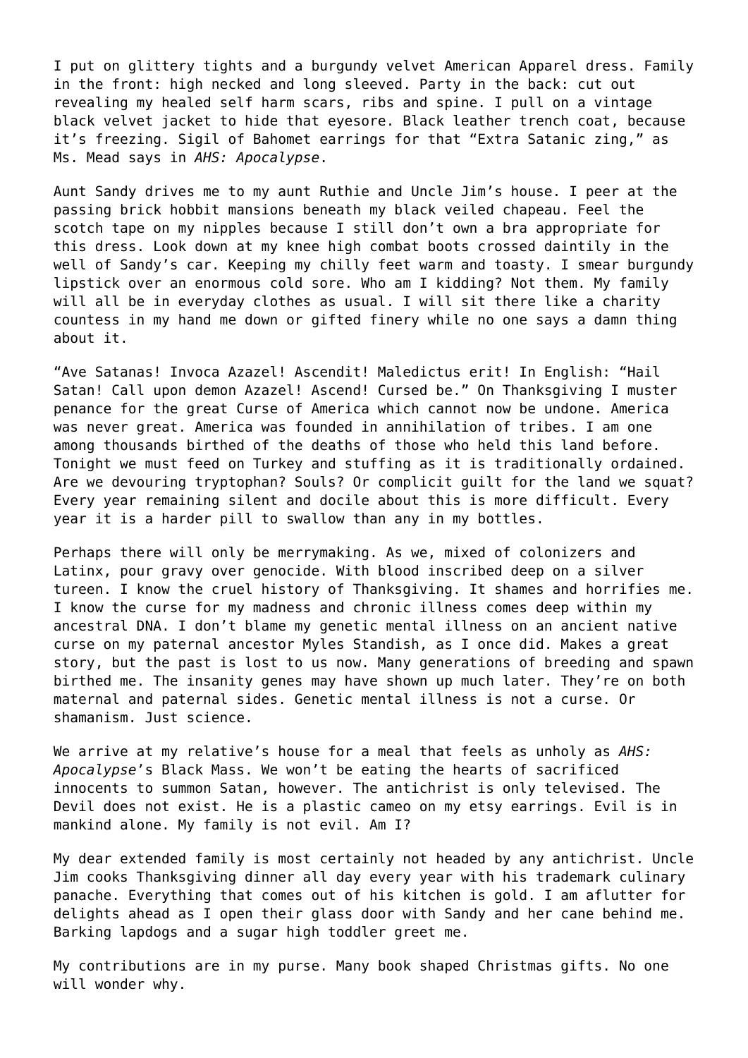I put on glittery tights and a burgundy velvet American Apparel dress. Family in the front: high necked and long sleeved. Party in the back: cut out revealing my healed self harm scars, ribs and spine. I pull on a vintage black velvet jacket to hide that eyesore. Black leather trench coat, because it's freezing. Sigil of Bahomet earrings for that "Extra Satanic zing," as Ms. Mead says in *AHS: Apocalypse*.

Aunt Sandy drives me to my aunt Ruthie and Uncle Jim's house. I peer at the passing brick hobbit mansions beneath my black veiled chapeau. Feel the scotch tape on my nipples because I still don't own a bra appropriate for this dress. Look down at my knee high combat boots crossed daintily in the well of Sandy's car. Keeping my chilly feet warm and toasty. I smear burgundy lipstick over an enormous cold sore. Who am I kidding? Not them. My family will all be in everyday clothes as usual. I will sit there like a charity countess in my hand me down or gifted finery while no one says a damn thing about it.

"Ave Satanas! Invoca Azazel! Ascendit! Maledictus erit! In English: "Hail Satan! Call upon demon Azazel! Ascend! Cursed be." On Thanksgiving I muster penance for the great Curse of America which cannot now be undone. America was never great. America was founded in annihilation of tribes. I am one among thousands birthed of the deaths of those who held this land before. Tonight we must feed on Turkey and stuffing as it is traditionally ordained. Are we devouring tryptophan? Souls? Or complicit guilt for the land we squat? Every year remaining silent and docile about this is more difficult. Every year it is a harder pill to swallow than any in my bottles.

Perhaps there will only be merrymaking. As we, mixed of colonizers and Latinx, pour gravy over genocide. With blood inscribed deep on a silver tureen. I know the cruel history of Thanksgiving. It shames and horrifies me. I know the curse for my madness and chronic illness comes deep within my ancestral DNA. I don't blame my genetic mental illness on an ancient native curse on my paternal ancestor Myles Standish, as I once did. Makes a great story, but the past is lost to us now. Many generations of breeding and spawn birthed me. The insanity genes may have shown up much later. They're on both maternal and paternal sides. Genetic mental illness is not a curse. Or shamanism. Just science.

We arrive at my relative's house for a meal that feels as unholy as *AHS: Apocalypse*'s Black Mass. We won't be eating the hearts of sacrificed innocents to summon Satan, however. The antichrist is only televised. The Devil does not exist. He is a plastic cameo on my etsy earrings. Evil is in mankind alone. My family is not evil. Am I?

My dear extended family is most certainly not headed by any antichrist. Uncle Jim cooks Thanksgiving dinner all day every year with his trademark culinary panache. Everything that comes out of his kitchen is gold. I am aflutter for delights ahead as I open their glass door with Sandy and her cane behind me. Barking lapdogs and a sugar high toddler greet me.

My contributions are in my purse. Many book shaped Christmas gifts. No one will wonder why.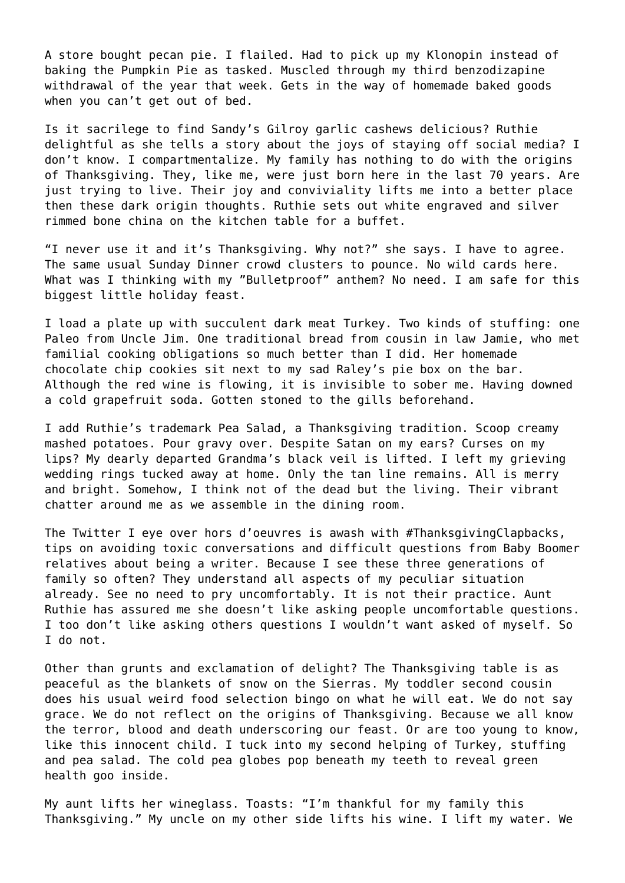A store bought pecan pie. I flailed. Had to pick up my Klonopin instead of baking the Pumpkin Pie as tasked. Muscled through my third benzodizapine withdrawal of the year that week. Gets in the way of homemade baked goods when you can't get out of bed.

Is it sacrilege to find Sandy's Gilroy garlic cashews delicious? Ruthie delightful as she tells a story about the joys of staying off social media? I don't know. I compartmentalize. My family has nothing to do with the origins of Thanksgiving. They, like me, were just born here in the last 70 years. Are just trying to live. Their joy and conviviality lifts me into a better place then these dark origin thoughts. Ruthie sets out white engraved and silver rimmed bone china on the kitchen table for a buffet.

"I never use it and it's Thanksgiving. Why not?" she says. I have to agree. The same usual Sunday Dinner crowd clusters to pounce. No wild cards here. What was I thinking with my "Bulletproof" anthem? No need. I am safe for this biggest little holiday feast.

I load a plate up with succulent dark meat Turkey. Two kinds of stuffing: one Paleo from Uncle Jim. One traditional bread from cousin in law Jamie, who met familial cooking obligations so much better than I did. Her homemade chocolate chip cookies sit next to my sad Raley's pie box on the bar. Although the red wine is flowing, it is invisible to sober me. Having downed a cold grapefruit soda. Gotten stoned to the gills beforehand.

I add Ruthie's trademark Pea Salad, a Thanksgiving tradition. Scoop creamy mashed potatoes. Pour gravy over. Despite Satan on my ears? Curses on my lips? My dearly departed Grandma's black veil is lifted. I left my grieving wedding rings tucked away at home. Only the tan line remains. All is merry and bright. Somehow, I think not of the dead but the living. Their vibrant chatter around me as we assemble in the dining room.

The Twitter I eye over hors d'oeuvres is awash with #ThanksgivingClapbacks, tips on avoiding toxic conversations and difficult questions from Baby Boomer relatives about being a writer. Because I see these three generations of family so often? They understand all aspects of my peculiar situation already. See no need to pry uncomfortably. It is not their practice. Aunt Ruthie has assured me she doesn't like asking people uncomfortable questions. I too don't like asking others questions I wouldn't want asked of myself. So I do not.

Other than grunts and exclamation of delight? The Thanksgiving table is as peaceful as the blankets of snow on the Sierras. My toddler second cousin does his usual weird food selection bingo on what he will eat. We do not say grace. We do not reflect on the origins of Thanksgiving. Because we all know the terror, blood and death underscoring our feast. Or are too young to know, like this innocent child. I tuck into my second helping of Turkey, stuffing and pea salad. The cold pea globes pop beneath my teeth to reveal green health goo inside.

My aunt lifts her wineglass. Toasts: "I'm thankful for my family this Thanksgiving." My uncle on my other side lifts his wine. I lift my water. We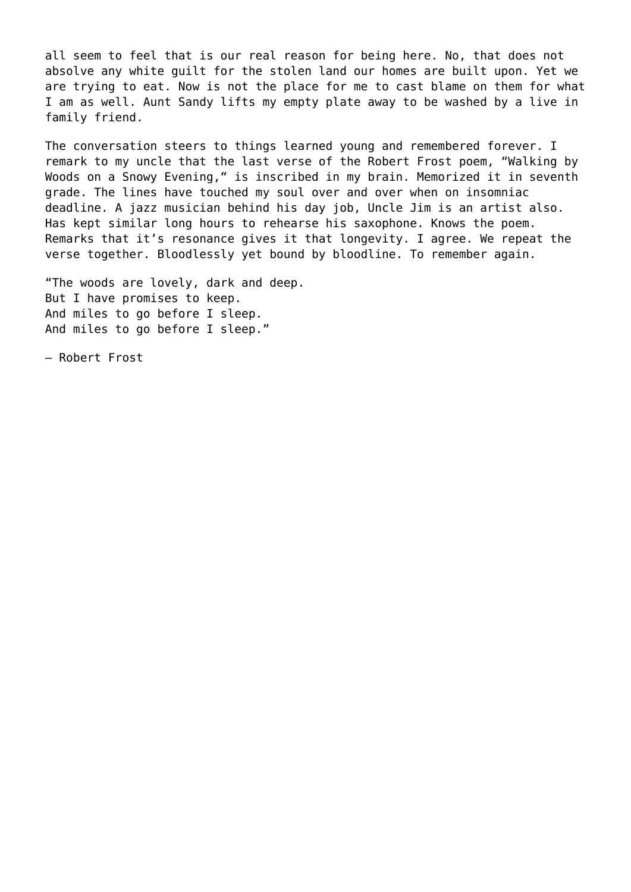all seem to feel that is our real reason for being here. No, that does not absolve any white guilt for the stolen land our homes are built upon. Yet we are trying to eat. Now is not the place for me to cast blame on them for what I am as well. Aunt Sandy lifts my empty plate away to be washed by a live in family friend.

The conversation steers to things learned young and remembered forever. I remark to my uncle that the last verse of the Robert Frost poem, “Walking by Woods on a Snowy Evening,“ is inscribed in my brain. Memorized it in seventh grade. The lines have touched my soul over and over when on insomniac deadline. A jazz musician behind his day job, Uncle Jim is an artist also. Has kept similar long hours to rehearse his saxophone. Knows the poem. Remarks that it’s resonance gives it that longevity. I agree. We repeat the verse together. Bloodlessly yet bound by bloodline. To remember again.

“The woods are lovely, dark and deep.  
But I have promises to keep.  
And miles to go before I sleep.  
And miles to go before I sleep.”

— Robert Frost